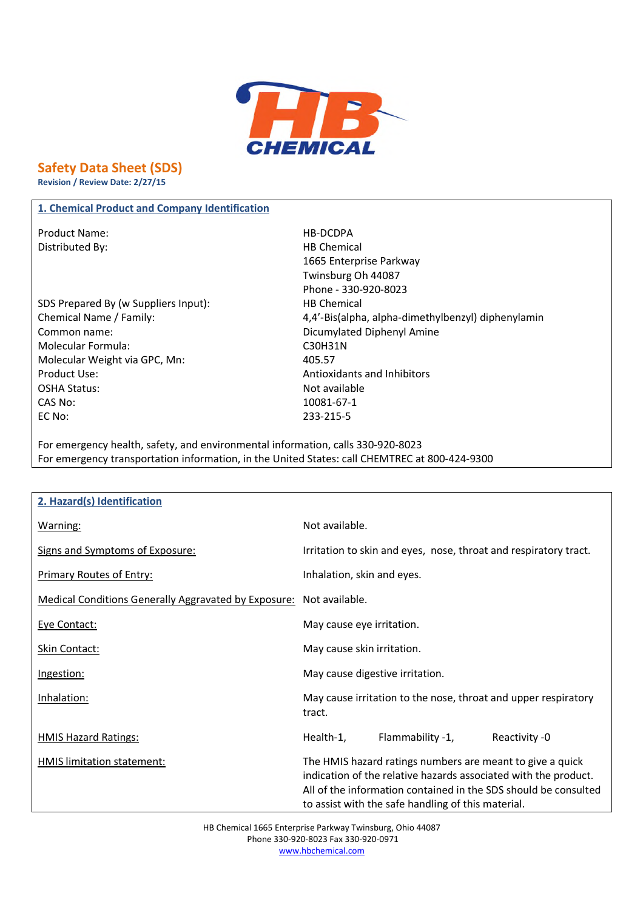HB CHEMICAL

# Safety Data Sheet (SDS)

**Revision / Review Date: 2/27/15**

## 1. Chemical Product and Company Identification

| | |
|---|---|
| Product Name: | HB-DCDPA |
| Distributed By: | HB Chemical<br>1665 Enterprise Parkway<br>Twinsburg Oh 44087<br>Phone - 330-920-8023 |
| SDS Prepared By (w Suppliers Input): | HB Chemical |
| Chemical Name / Family: | 4,4'-Bis(alpha, alpha-dimethylbenzyl) diphenylamin |
| Common name: | Dicumylated Diphenyl Amine |
| Molecular Formula: | $C_{30}H_{31}N$ |
| Molecular Weight via GPC, Mn: | 405.57 |
| Product Use: | Antioxidants and Inhibitors |
| OSHA Status: | Not available |
| CAS No: | 10081-67-1 |
| EC No: | 233-215-5 |

For emergency health, safety, and environmental information, calls 330-920-8023
For emergency transportation information, in the United States: call CHEMTREC at 800-424-9300

## 2. Hazard(s) Identification

| | |
|---|---|
| Warning: | Not available. |
| Signs and Symptoms of Exposure: | Irritation to skin and eyes, nose, throat and respiratory tract. |
| Primary Routes of Entry: | Inhalation, skin and eyes. |
| Medical Conditions Generally Aggravated by Exposure: | Not available. |
| Eye Contact: | May cause eye irritation. |
| Skin Contact: | May cause skin irritation. |
| Ingestion: | May cause digestive irritation. |
| Inhalation: | May cause irritation to the nose, throat and upper respiratory tract. |
| HMIS Hazard Ratings: | Health-1, Flammability -1, Reactivity -0 |
| HMIS limitation statement: | The HMIS hazard ratings numbers are meant to give a quick indication of the relative hazards associated with the product. All of the information contained in the SDS should be consulted to assist with the safe handling of this material. |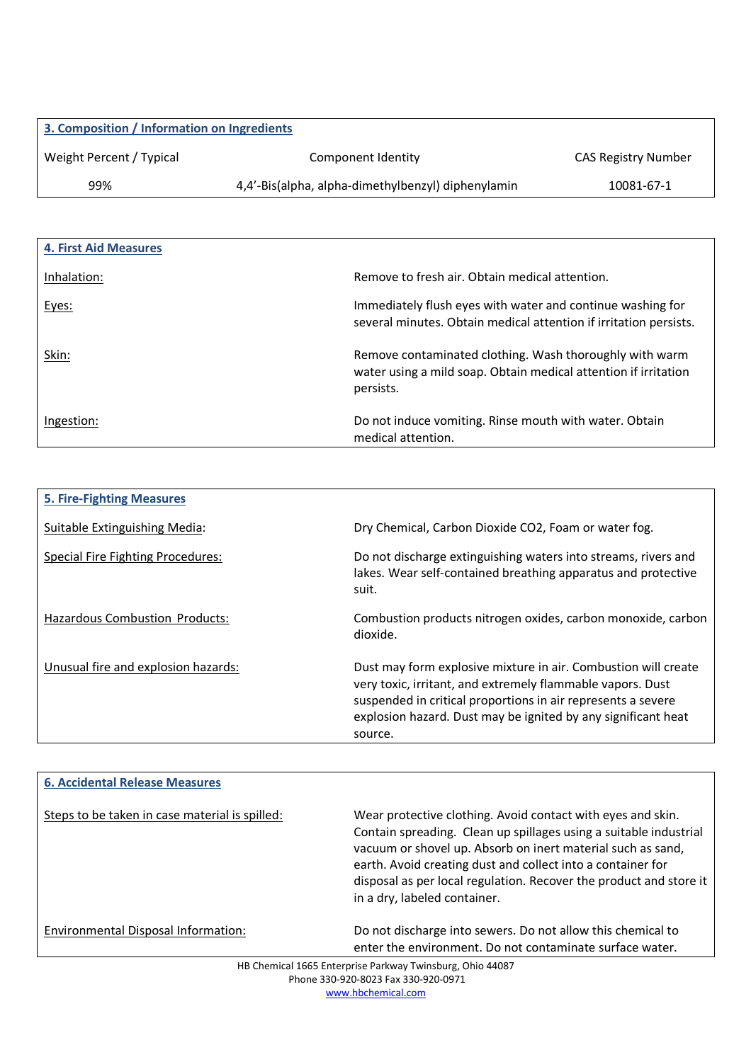## 3. Composition / Information on Ingredients

| Weight Percent / Typical | Component Identity | CAS Registry Number |
| --- | --- | --- |
| 99% | 4,4’-Bis(alpha, alpha-dimethylbenzyl) diphenylamin | 10081-67-1 |

## 4. First Aid Measures

| | |
| --- | --- |
| Inhalation: | Remove to fresh air. Obtain medical attention. |
| Eyes: | Immediately flush eyes with water and continue washing for several minutes. Obtain medical attention if irritation persists. |
| Skin: | Remove contaminated clothing. Wash thoroughly with warm water using a mild soap. Obtain medical attention if irritation persists. |
| Ingestion: | Do not induce vomiting. Rinse mouth with water. Obtain medical attention. |

## 5. Fire-Fighting Measures

| | |
| --- | --- |
| Suitable Extinguishing Media: | Dry Chemical, Carbon Dioxide $CO_2$, Foam or water fog. |
| Special Fire Fighting Procedures: | Do not discharge extinguishing waters into streams, rivers and lakes. Wear self-contained breathing apparatus and protective suit. |
| Hazardous Combustion Products: | Combustion products nitrogen oxides, carbon monoxide, carbon dioxide. |
| Unusual fire and explosion hazards: | Dust may form explosive mixture in air. Combustion will create very toxic, irritant, and extremely flammable vapors. Dust suspended in critical proportions in air represents a severe explosion hazard. Dust may be ignited by any significant heat source. |

## 6. Accidental Release Measures

| | |
| --- | --- |
| Steps to be taken in case material is spilled: | Wear protective clothing. Avoid contact with eyes and skin. Contain spreading. Clean up spillages using a suitable industrial vacuum or shovel up. Absorb on inert material such as sand, earth. Avoid creating dust and collect into a container for disposal as per local regulation. Recover the product and store it in a dry, labeled container. |
| Environmental Disposal Information: | Do not discharge into sewers. Do not allow this chemical to enter the environment. Do not contaminate surface water. |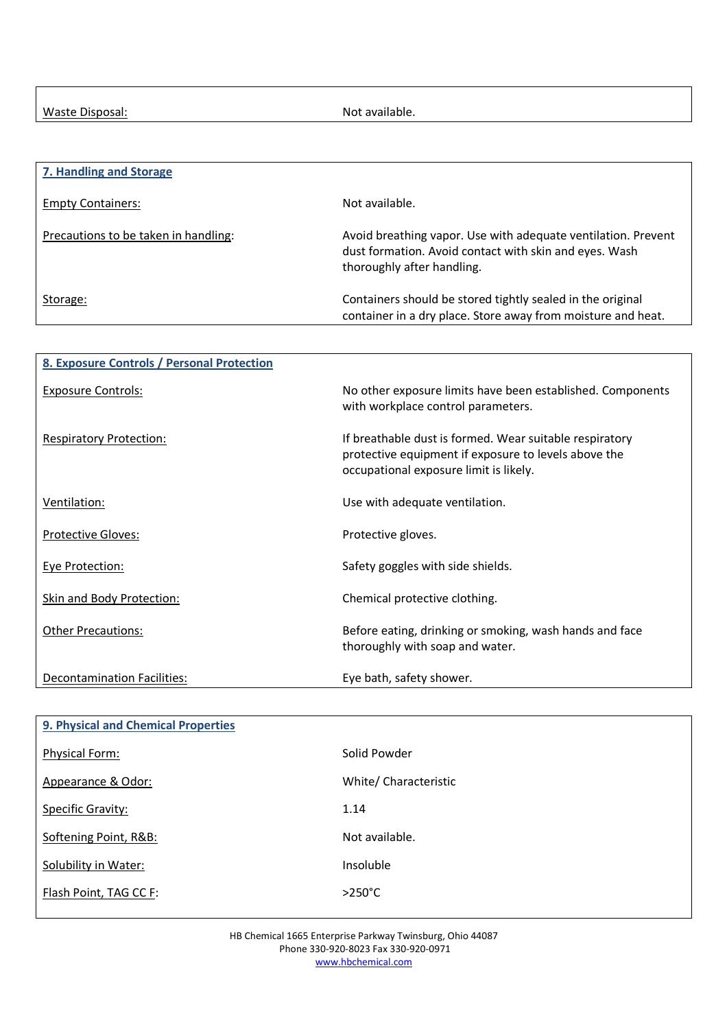| Waste Disposal: | Not available. |
|---|---|

## 7. Handling and Storage

| | |
|---|---|
| Empty Containers: | Not available. |
| Precautions to be taken in handling: | Avoid breathing vapor. Use with adequate ventilation. Prevent dust formation. Avoid contact with skin and eyes. Wash thoroughly after handling. |
| Storage: | Containers should be stored tightly sealed in the original container in a dry place. Store away from moisture and heat. |

## 8. Exposure Controls / Personal Protection

| | |
|---|---|
| Exposure Controls: | No other exposure limits have been established. Components with workplace control parameters. |
| Respiratory Protection: | If breathable dust is formed. Wear suitable respiratory protective equipment if exposure to levels above the occupational exposure limit is likely. |
| Ventilation: | Use with adequate ventilation. |
| Protective Gloves: | Protective gloves. |
| Eye Protection: | Safety goggles with side shields. |
| Skin and Body Protection: | Chemical protective clothing. |
| Other Precautions: | Before eating, drinking or smoking, wash hands and face thoroughly with soap and water. |
| Decontamination Facilities: | Eye bath, safety shower. |

## 9. Physical and Chemical Properties

| | |
|---|---|
| Physical Form: | Solid Powder |
| Appearance & Odor: | White/ Characteristic |
| Specific Gravity: | 1.14 |
| Softening Point, R&B: | Not available. |
| Solubility in Water: | Insoluble |
| Flash Point, TAG CC F: | >250°C |

HB Chemical 1665 Enterprise Parkway Twinsburg, Ohio 44087
Phone 330-920-8023 Fax 330-920-0971
www.hbchemical.com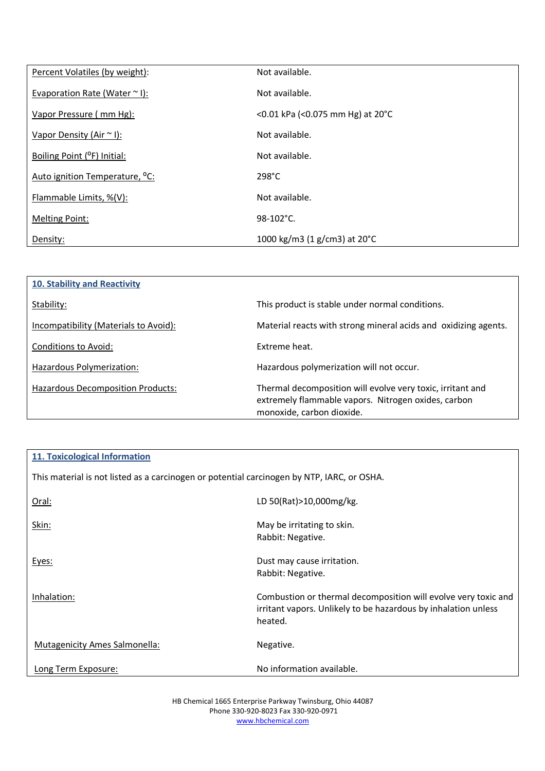| Property | Value |
|---|---|
| Percent Volatiles (by weight): | Not available. |
| Evaporation Rate (Water ~ l): | Not available. |
| Vapor Pressure ( mm Hg): | <0.01 kPa (<0.075 mm Hg) at 20°C |
| Vapor Density (Air ~ l): | Not available. |
| Boiling Point (°F) Initial: | Not available. |
| Auto ignition Temperature, °C: | 298°C |
| Flammable Limits, %(V): | Not available. |
| Melting Point: | 98-102°C. |
| Density: | 1000 kg/m3 (1 g/cm3) at 20°C |

## 10. Stability and Reactivity

| Property | Value |
|---|---|
| Stability: | This product is stable under normal conditions. |
| Incompatibility (Materials to Avoid): | Material reacts with strong mineral acids and oxidizing agents. |
| Conditions to Avoid: | Extreme heat. |
| Hazardous Polymerization: | Hazardous polymerization will not occur. |
| Hazardous Decomposition Products: | Thermal decomposition will evolve very toxic, irritant and extremely flammable vapors. Nitrogen oxides, carbon monoxide, carbon dioxide. |

## 11. Toxicological Information

This material is not listed as a carcinogen or potential carcinogen by NTP, IARC, or OSHA.

| Route | Information |
|---|---|
| Oral: | LD 50(Rat)>10,000mg/kg. |
| Skin: | May be irritating to skin.<br>Rabbit: Negative. |
| Eyes: | Dust may cause irritation.<br>Rabbit: Negative. |
| Inhalation: | Combustion or thermal decomposition will evolve very toxic and irritant vapors. Unlikely to be hazardous by inhalation unless heated. |
| Mutagenicity Ames Salmonella: | Negative. |
| Long Term Exposure: | No information available. |

HB Chemical 1665 Enterprise Parkway Twinsburg, Ohio 44087
Phone 330-920-8023 Fax 330-920-0971
www.hbchemical.com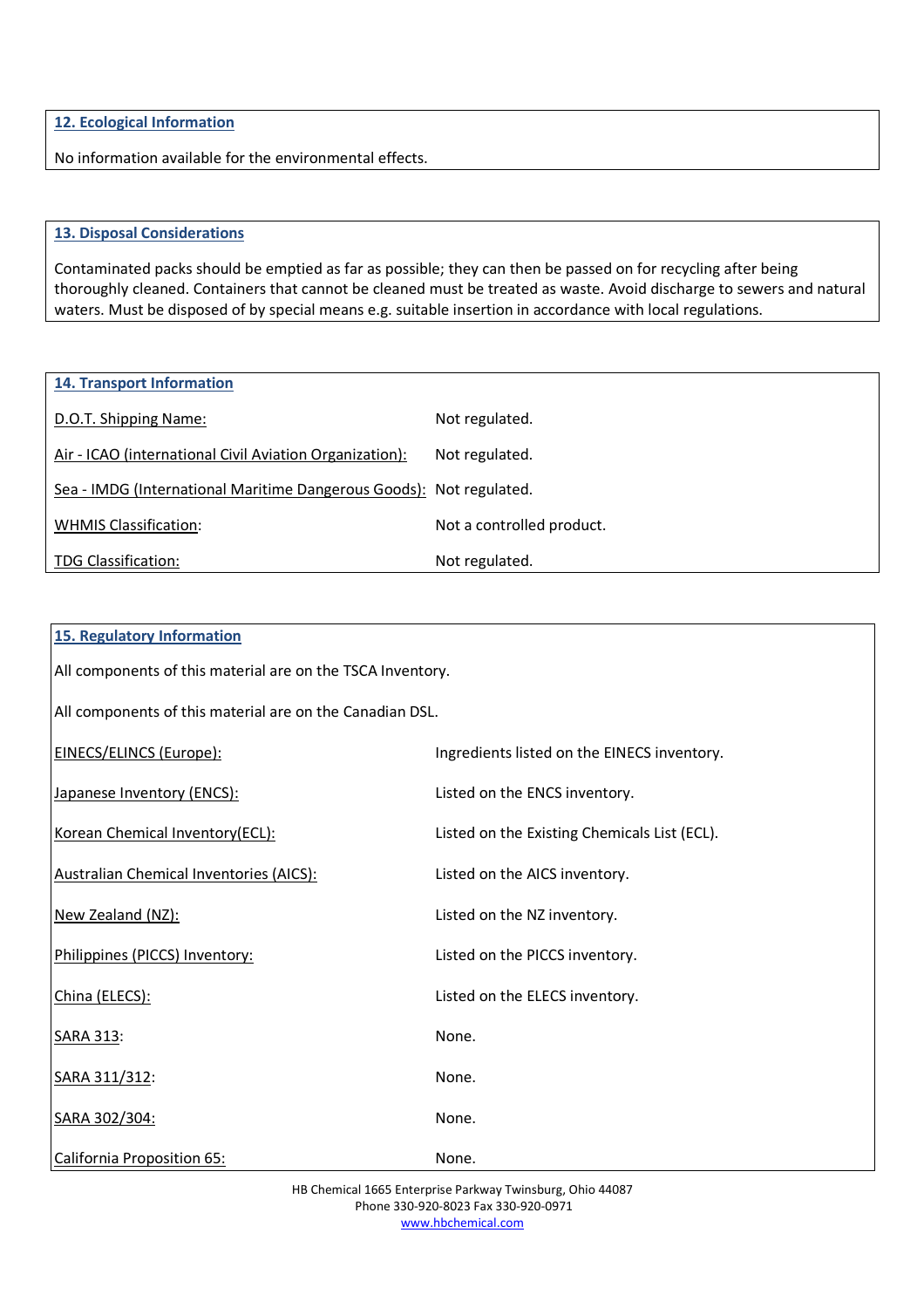## 12. Ecological Information

No information available for the environmental effects.

## 13. Disposal Considerations

Contaminated packs should be emptied as far as possible; they can then be passed on for recycling after being thoroughly cleaned. Containers that cannot be cleaned must be treated as waste. Avoid discharge to sewers and natural waters. Must be disposed of by special means e.g. suitable insertion in accordance with local regulations.

## 14. Transport Information

| | |
|---|---|
| D.O.T. Shipping Name: | Not regulated. |
| Air - ICAO (international Civil Aviation Organization): | Not regulated. |
| Sea - IMDG (International Maritime Dangerous Goods): | Not regulated. |
| WHMIS Classification: | Not a controlled product. |
| TDG Classification: | Not regulated. |

## 15. Regulatory Information

All components of this material are on the TSCA Inventory.

All components of this material are on the Canadian DSL.

| | |
|---|---|
| EINECS/ELINCS (Europe): | Ingredients listed on the EINECS inventory. |
| Japanese Inventory (ENCS): | Listed on the ENCS inventory. |
| Korean Chemical Inventory(ECL): | Listed on the Existing Chemicals List (ECL). |
| Australian Chemical Inventories (AICS): | Listed on the AICS inventory. |
| New Zealand (NZ): | Listed on the NZ inventory. |
| Philippines (PICCS) Inventory: | Listed on the PICCS inventory. |
| China (ELECS): | Listed on the ELECS inventory. |
| SARA 313: | None. |
| SARA 311/312: | None. |
| SARA 302/304: | None. |
| California Proposition 65: | None. |

HB Chemical 1665 Enterprise Parkway Twinsburg, Ohio 44087
Phone 330-920-8023 Fax 330-920-0971
www.hbchemical.com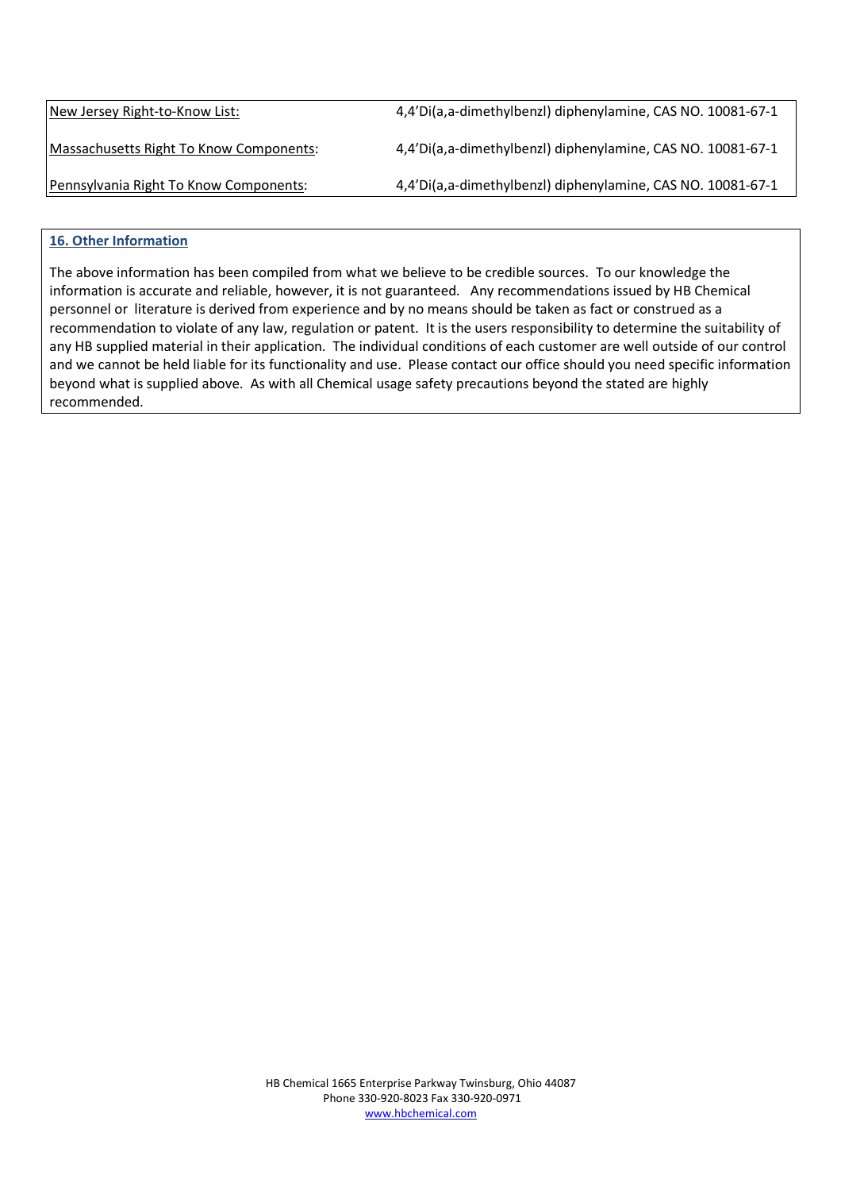| | |
|---|---|
| New Jersey Right-to-Know List: | 4,4'Di(a,a-dimethylbenzl) diphenylamine, CAS NO. 10081-67-1 |
| Massachusetts Right To Know Components: | 4,4'Di(a,a-dimethylbenzl) diphenylamine, CAS NO. 10081-67-1 |
| Pennsylvania Right To Know Components: | 4,4'Di(a,a-dimethylbenzl) diphenylamine, CAS NO. 10081-67-1 |

## 16. Other Information

The above information has been compiled from what we believe to be credible sources. To our knowledge the information is accurate and reliable, however, it is not guaranteed. Any recommendations issued by HB Chemical personnel or literature is derived from experience and by no means should be taken as fact or construed as a recommendation to violate of any law, regulation or patent. It is the users responsibility to determine the suitability of any HB supplied material in their application. The individual conditions of each customer are well outside of our control and we cannot be held liable for its functionality and use. Please contact our office should you need specific information beyond what is supplied above. As with all Chemical usage safety precautions beyond the stated are highly recommended.